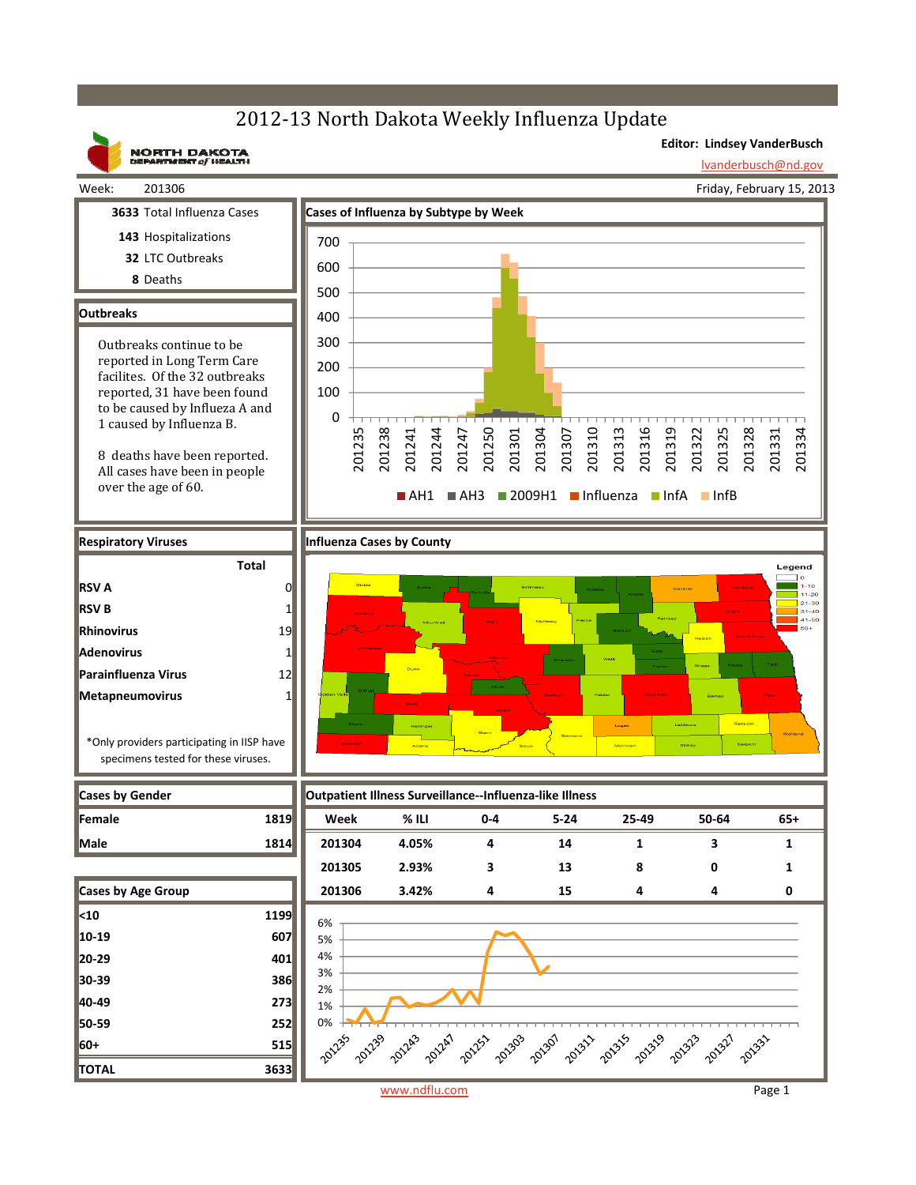# 2012-13 North Dakota Weekly Influenza Update

NORTH DAKOTA DEPARTMENT of HEALTH

**Editor: Lindsey VanderBusch**

lvanderbusch@nd.gov

Week: 201306

Friday, February 15, 2013

**3633** Total Influenza Cases

**143** Hospitalizations

**32** LTC Outbreaks

**8** Deaths

## Outbreaks

Outbreaks continue to be reported in Long Term Care facilites. Of the 32 outbreaks reported, 31 have been found to be caused by Influeza A and 1 caused by Influenza B.

8 deaths have been reported. All cases have been in people over the age of 60.

## Cases of Influenza by Subtype by Week

## Respiratory Viruses

| | Total |
|---|---|
| **RSV A** | 0 |
| **RSV B** | 1 |
| **Rhinovirus** | 19 |
| **Adenovirus** | 1 |
| **Parainfluenza Virus** | 12 |
| **Metapneumovirus** | 1 |

*Only providers participating in IISP have specimens tested for these viruses.

## Influenza Cases by County

## Cases by Gender

| | |
|---|---|
| **Female** | **1819** |
| **Male** | **1814** |

## Cases by Age Group

| | |
|---|---|
| **<10** | **1199** |
| **10-19** | **607** |
| **20-29** | **401** |
| **30-39** | **386** |
| **40-49** | **273** |
| **50-59** | **252** |
| **60+** | **515** |
| **TOTAL** | **3633** |

## Outpatient Illness Surveillance--Influenza-like Illness

| Week | % ILI | 0-4 | 5-24 | 25-49 | 50-64 | 65+ |
|---|---|---|---|---|---|---|
| 201304 | 4.05% | 4 | 14 | 1 | 3 | 1 |
| 201305 | 2.93% | 3 | 13 | 8 | 0 | 1 |
| 201306 | 3.42% | 4 | 15 | 4 | 4 | 0 |

www.ndflu.com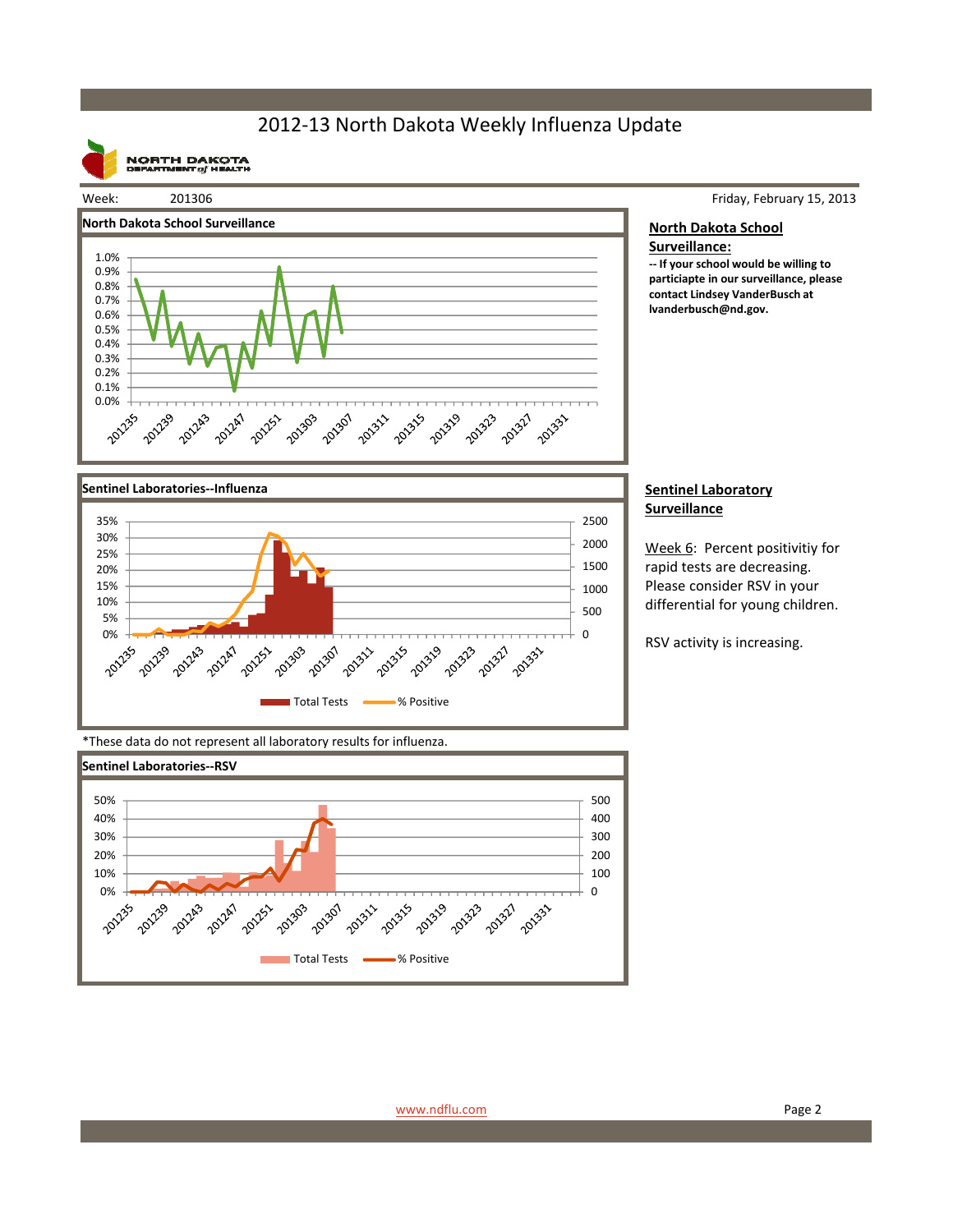# 2012-13 North Dakota Weekly Influenza Update

NORTH DAKOTA DEPARTMENT of HEALTH

Week: 201306

Friday, February 15, 2013

## North Dakota School Surveillance

1.0%
0.9%
0.8%
0.7%
0.6%
0.5%
0.4%
0.3%
0.2%
0.1%
0.0%

201235 201239 201243 201247 201251 201303 201307 201311 201315 201319 201323 201327 201331

## Sentinel Laboratories--Influenza

35%
30%
25%
20%
15%
10%
5%
0%

2500
2000
1500
1000
500
0

201235 201239 201243 201247 201251 201303 201307 201311 201315 201319 201323 201327 201331

Total Tests % Positive

*These data do not represent all laboratory results for influenza.

## Sentinel Laboratories--RSV

50%
40%
30%
20%
10%
0%

500
400
300
200
100
0

201235 201239 201243 201247 201251 201303 201307 201311 201315 201319 201323 201327 201331

Total Tests % Positive

## North Dakota School Surveillance:

**-- If your school would be willing to particiapte in our surveillance, please contact Lindsey VanderBusch at lvanderbusch@nd.gov.**

## Sentinel Laboratory Surveillance

Week 6: Percent positivitiy for rapid tests are decreasing. Please consider RSV in your differential for young children.

RSV activity is increasing.

www.ndflu.com